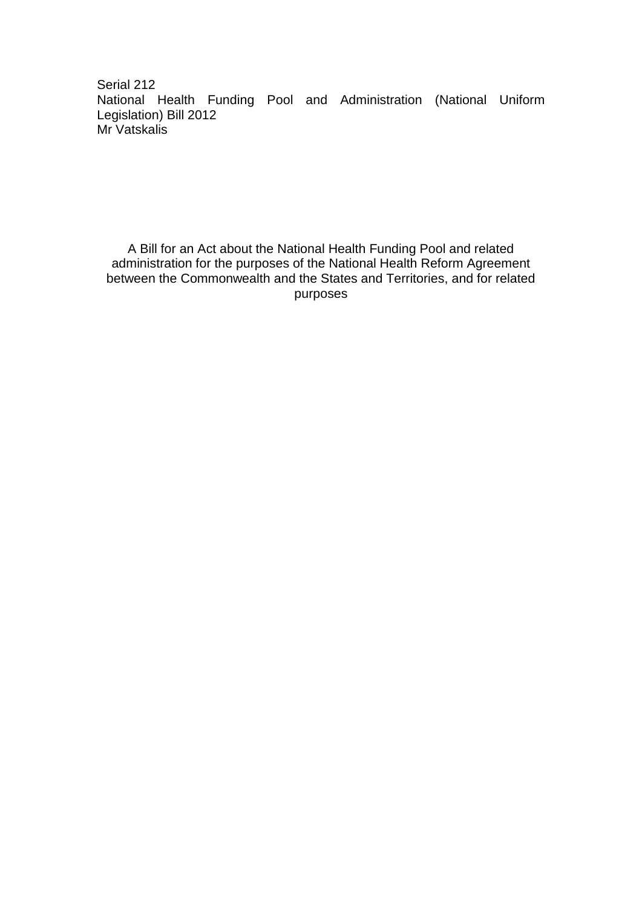Serial 212
National Health Funding Pool and Administration (National Uniform Legislation) Bill 2012
Mr Vatskalis

A Bill for an Act about the National Health Funding Pool and related administration for the purposes of the National Health Reform Agreement between the Commonwealth and the States and Territories, and for related purposes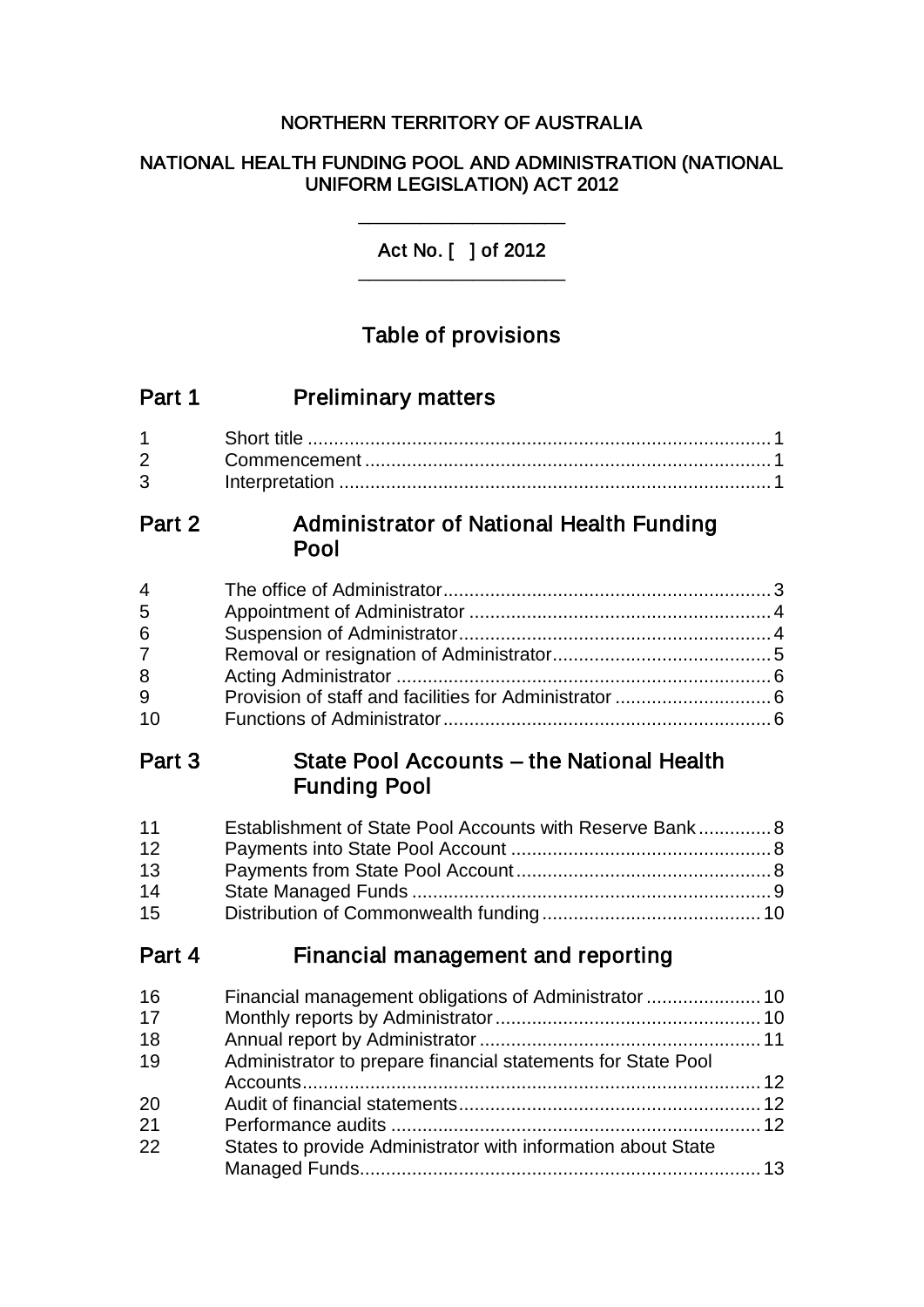NORTHERN TERRITORY OF AUSTRALIA

NATIONAL HEALTH FUNDING POOL AND ADMINISTRATION (NATIONAL UNIFORM LEGISLATION) ACT 2012

Act No. [ ] of 2012

# Table of provisions

## Part 1 Preliminary matters

| | | |
|---|---|---|
| 1 | Short title | 1 |
| 2 | Commencement | 1 |
| 3 | Interpretation | 1 |

## Part 2 Administrator of National Health Funding Pool

| | | |
|---|---|---|
| 4 | The office of Administrator | 3 |
| 5 | Appointment of Administrator | 4 |
| 6 | Suspension of Administrator | 4 |
| 7 | Removal or resignation of Administrator | 5 |
| 8 | Acting Administrator | 6 |
| 9 | Provision of staff and facilities for Administrator | 6 |
| 10 | Functions of Administrator | 6 |

## Part 3 State Pool Accounts – the National Health Funding Pool

| | | |
|---|---|---|
| 11 | Establishment of State Pool Accounts with Reserve Bank | 8 |
| 12 | Payments into State Pool Account | 8 |
| 13 | Payments from State Pool Account | 8 |
| 14 | State Managed Funds | 9 |
| 15 | Distribution of Commonwealth funding | 10 |

## Part 4 Financial management and reporting

| | | |
|---|---|---|
| 16 | Financial management obligations of Administrator | 10 |
| 17 | Monthly reports by Administrator | 10 |
| 18 | Annual report by Administrator | 11 |
| 19 | Administrator to prepare financial statements for State Pool Accounts | 12 |
| 20 | Audit of financial statements | 12 |
| 21 | Performance audits | 12 |
| 22 | States to provide Administrator with information about State Managed Funds | 13 |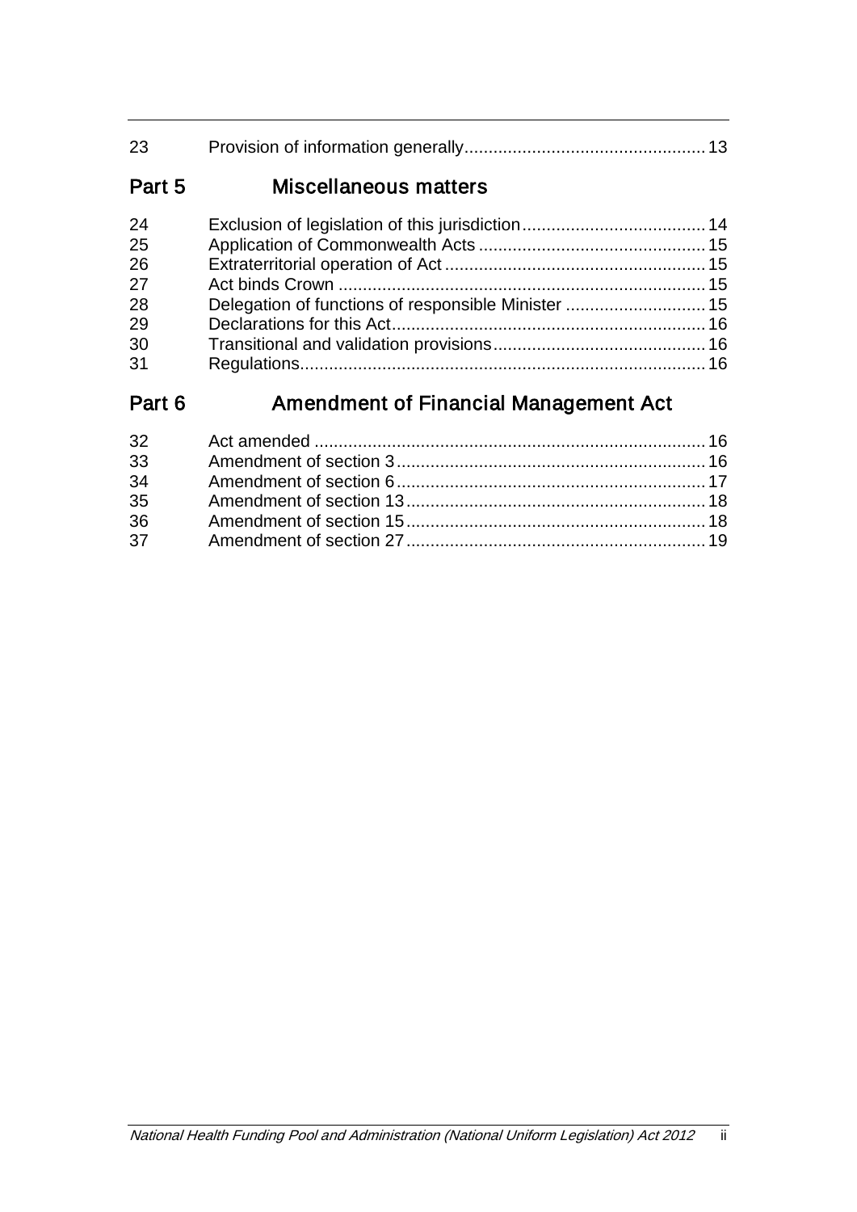| | | |
|---|---|---|
| 23 | Provision of information generally | 13 |

## Part 5 Miscellaneous matters

| | | |
|---|---|---|
| 24 | Exclusion of legislation of this jurisdiction | 14 |
| 25 | Application of Commonwealth Acts | 15 |
| 26 | Extraterritorial operation of Act | 15 |
| 27 | Act binds Crown | 15 |
| 28 | Delegation of functions of responsible Minister | 15 |
| 29 | Declarations for this Act | 16 |
| 30 | Transitional and validation provisions | 16 |
| 31 | Regulations | 16 |

## Part 6 Amendment of Financial Management Act

| | | |
|---|---|---|
| 32 | Act amended | 16 |
| 33 | Amendment of section 3 | 16 |
| 34 | Amendment of section 6 | 17 |
| 35 | Amendment of section 13 | 18 |
| 36 | Amendment of section 15 | 18 |
| 37 | Amendment of section 27 | 19 |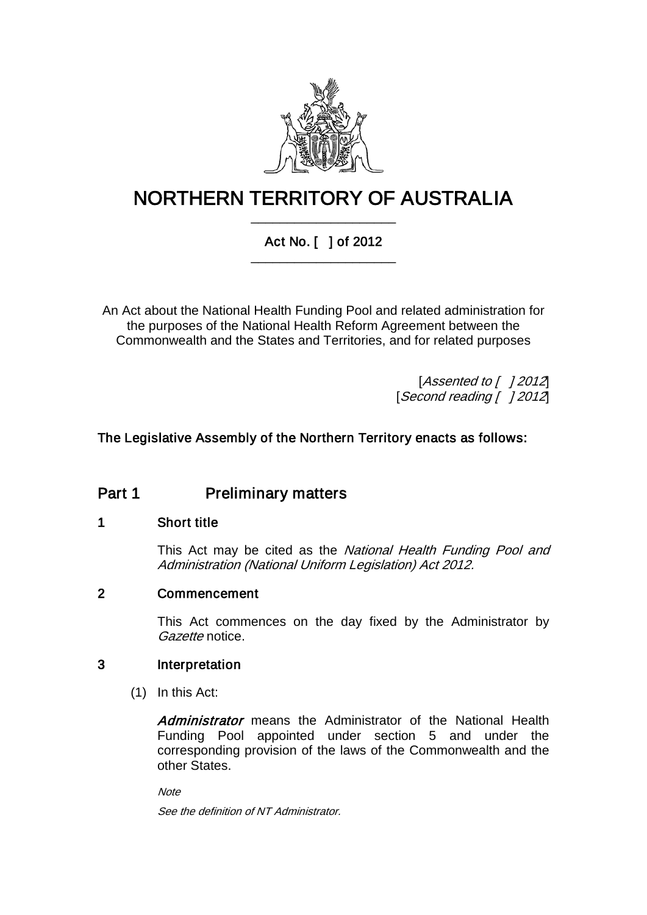# NORTHERN TERRITORY OF AUSTRALIA

Act No. [ ] of 2012

An Act about the National Health Funding Pool and related administration for the purposes of the National Health Reform Agreement between the Commonwealth and the States and Territories, and for related purposes

[*Assented to [ ] 2012*]
[*Second reading [ ] 2012*]

**The Legislative Assembly of the Northern Territory enacts as follows:**

## Part 1 Preliminary matters

### 1 Short title

This Act may be cited as the *National Health Funding Pool and Administration (National Uniform Legislation) Act 2012.*

### 2 Commencement

This Act commences on the day fixed by the Administrator by *Gazette* notice.

### 3 Interpretation

(1) In this Act:

***Administrator*** means the Administrator of the National Health Funding Pool appointed under section 5 and under the corresponding provision of the laws of the Commonwealth and the other States.

*Note*

*See the definition of NT Administrator.*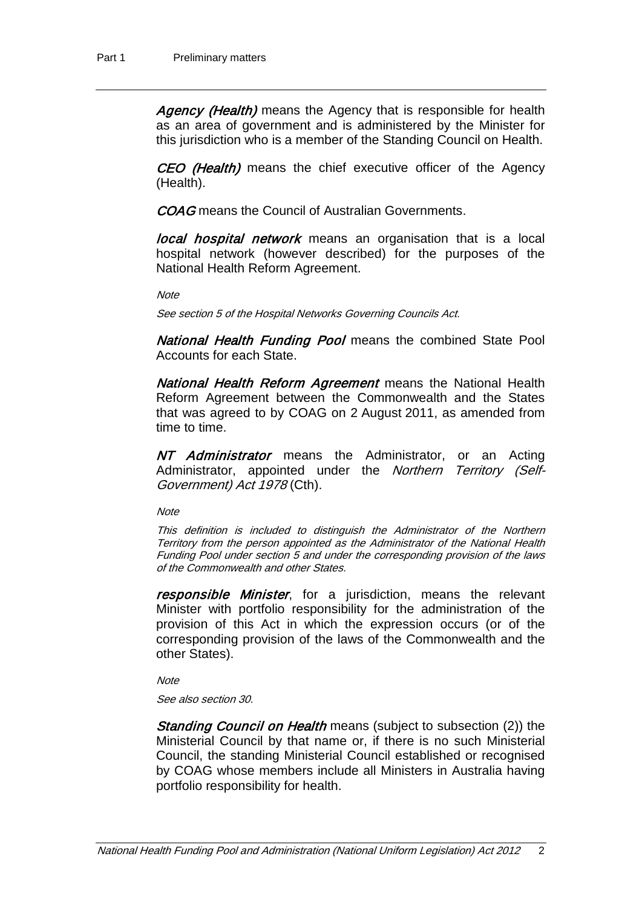***Agency (Health)*** means the Agency that is responsible for health as an area of government and is administered by the Minister for this jurisdiction who is a member of the Standing Council on Health.

***CEO (Health)*** means the chief executive officer of the Agency (Health).

***COAG*** means the Council of Australian Governments.

***local hospital network*** means an organisation that is a local hospital network (however described) for the purposes of the National Health Reform Agreement.

*Note*

*See section 5 of the Hospital Networks Governing Councils Act.*

***National Health Funding Pool*** means the combined State Pool Accounts for each State.

***National Health Reform Agreement*** means the National Health Reform Agreement between the Commonwealth and the States that was agreed to by COAG on 2 August 2011, as amended from time to time.

***NT Administrator*** means the Administrator, or an Acting Administrator, appointed under the *Northern Territory (Self-Government) Act 1978* (Cth).

*Note*

*This definition is included to distinguish the Administrator of the Northern Territory from the person appointed as the Administrator of the National Health Funding Pool under section 5 and under the corresponding provision of the laws of the Commonwealth and other States.*

***responsible Minister***, for a jurisdiction, means the relevant Minister with portfolio responsibility for the administration of the provision of this Act in which the expression occurs (or of the corresponding provision of the laws of the Commonwealth and the other States).

*Note*

*See also section 30.*

***Standing Council on Health*** means (subject to subsection (2)) the Ministerial Council by that name or, if there is no such Ministerial Council, the standing Ministerial Council established or recognised by COAG whose members include all Ministers in Australia having portfolio responsibility for health.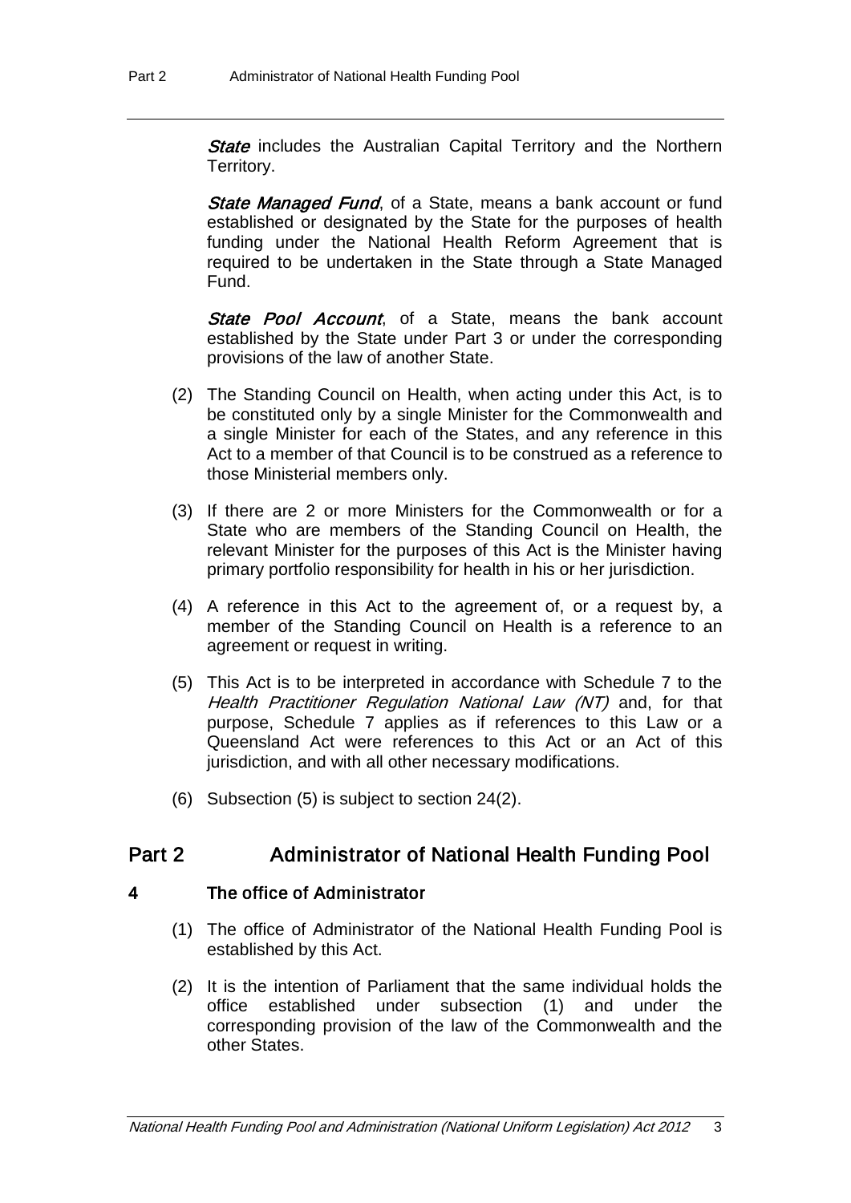***State*** includes the Australian Capital Territory and the Northern Territory.

***State Managed Fund***, of a State, means a bank account or fund established or designated by the State for the purposes of health funding under the National Health Reform Agreement that is required to be undertaken in the State through a State Managed Fund.

***State Pool Account***, of a State, means the bank account established by the State under Part 3 or under the corresponding provisions of the law of another State.

(2) The Standing Council on Health, when acting under this Act, is to be constituted only by a single Minister for the Commonwealth and a single Minister for each of the States, and any reference in this Act to a member of that Council is to be construed as a reference to those Ministerial members only.

(3) If there are 2 or more Ministers for the Commonwealth or for a State who are members of the Standing Council on Health, the relevant Minister for the purposes of this Act is the Minister having primary portfolio responsibility for health in his or her jurisdiction.

(4) A reference in this Act to the agreement of, or a request by, a member of the Standing Council on Health is a reference to an agreement or request in writing.

(5) This Act is to be interpreted in accordance with Schedule 7 to the *Health Practitioner Regulation National Law (NT)* and, for that purpose, Schedule 7 applies as if references to this Law or a Queensland Act were references to this Act or an Act of this jurisdiction, and with all other necessary modifications.

(6) Subsection (5) is subject to section 24(2).

## Part 2 Administrator of National Health Funding Pool

### 4 The office of Administrator

(1) The office of Administrator of the National Health Funding Pool is established by this Act.

(2) It is the intention of Parliament that the same individual holds the office established under subsection (1) and under the corresponding provision of the law of the Commonwealth and the other States.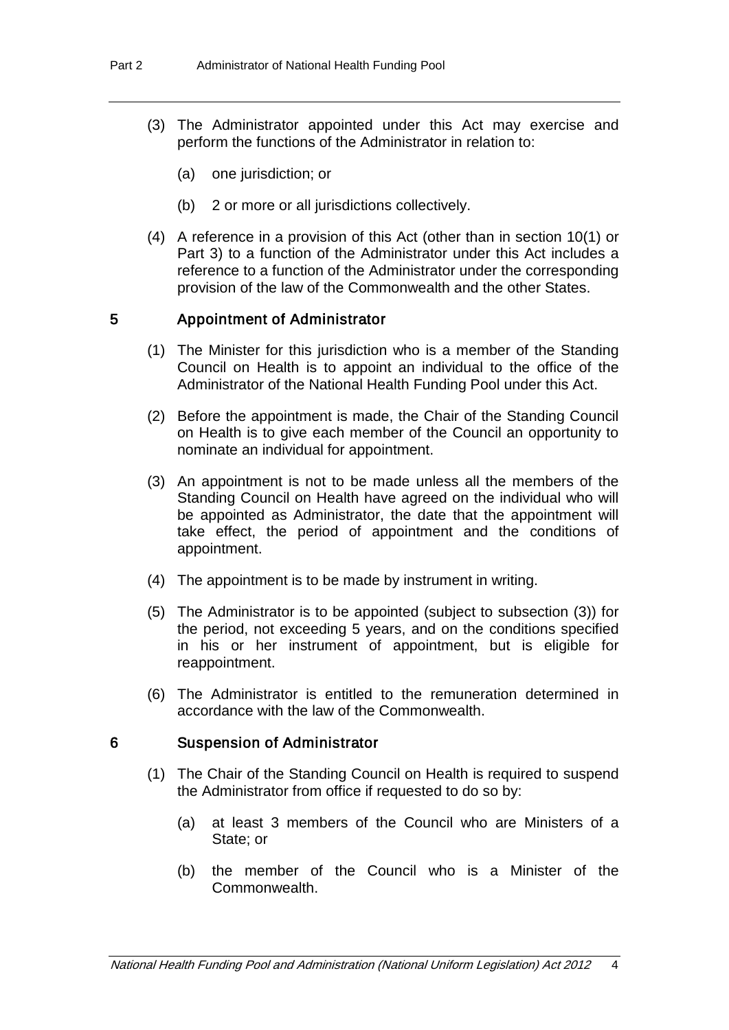(3) The Administrator appointed under this Act may exercise and perform the functions of the Administrator in relation to:

(a) one jurisdiction; or

(b) 2 or more or all jurisdictions collectively.

(4) A reference in a provision of this Act (other than in section 10(1) or Part 3) to a function of the Administrator under this Act includes a reference to a function of the Administrator under the corresponding provision of the law of the Commonwealth and the other States.

## 5 Appointment of Administrator

(1) The Minister for this jurisdiction who is a member of the Standing Council on Health is to appoint an individual to the office of the Administrator of the National Health Funding Pool under this Act.

(2) Before the appointment is made, the Chair of the Standing Council on Health is to give each member of the Council an opportunity to nominate an individual for appointment.

(3) An appointment is not to be made unless all the members of the Standing Council on Health have agreed on the individual who will be appointed as Administrator, the date that the appointment will take effect, the period of appointment and the conditions of appointment.

(4) The appointment is to be made by instrument in writing.

(5) The Administrator is to be appointed (subject to subsection (3)) for the period, not exceeding 5 years, and on the conditions specified in his or her instrument of appointment, but is eligible for reappointment.

(6) The Administrator is entitled to the remuneration determined in accordance with the law of the Commonwealth.

## 6 Suspension of Administrator

(1) The Chair of the Standing Council on Health is required to suspend the Administrator from office if requested to do so by:

(a) at least 3 members of the Council who are Ministers of a State; or

(b) the member of the Council who is a Minister of the Commonwealth.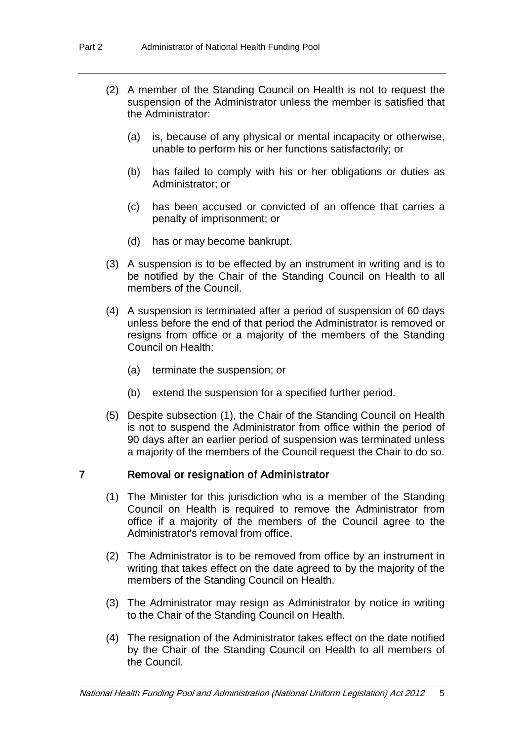(2) A member of the Standing Council on Health is not to request the suspension of the Administrator unless the member is satisfied that the Administrator:

(a) is, because of any physical or mental incapacity or otherwise, unable to perform his or her functions satisfactorily; or

(b) has failed to comply with his or her obligations or duties as Administrator; or

(c) has been accused or convicted of an offence that carries a penalty of imprisonment; or

(d) has or may become bankrupt.

(3) A suspension is to be effected by an instrument in writing and is to be notified by the Chair of the Standing Council on Health to all members of the Council.

(4) A suspension is terminated after a period of suspension of 60 days unless before the end of that period the Administrator is removed or resigns from office or a majority of the members of the Standing Council on Health:

(a) terminate the suspension; or

(b) extend the suspension for a specified further period.

(5) Despite subsection (1), the Chair of the Standing Council on Health is not to suspend the Administrator from office within the period of 90 days after an earlier period of suspension was terminated unless a majority of the members of the Council request the Chair to do so.

## 7 Removal or resignation of Administrator

(1) The Minister for this jurisdiction who is a member of the Standing Council on Health is required to remove the Administrator from office if a majority of the members of the Council agree to the Administrator's removal from office.

(2) The Administrator is to be removed from office by an instrument in writing that takes effect on the date agreed to by the majority of the members of the Standing Council on Health.

(3) The Administrator may resign as Administrator by notice in writing to the Chair of the Standing Council on Health.

(4) The resignation of the Administrator takes effect on the date notified by the Chair of the Standing Council on Health to all members of the Council.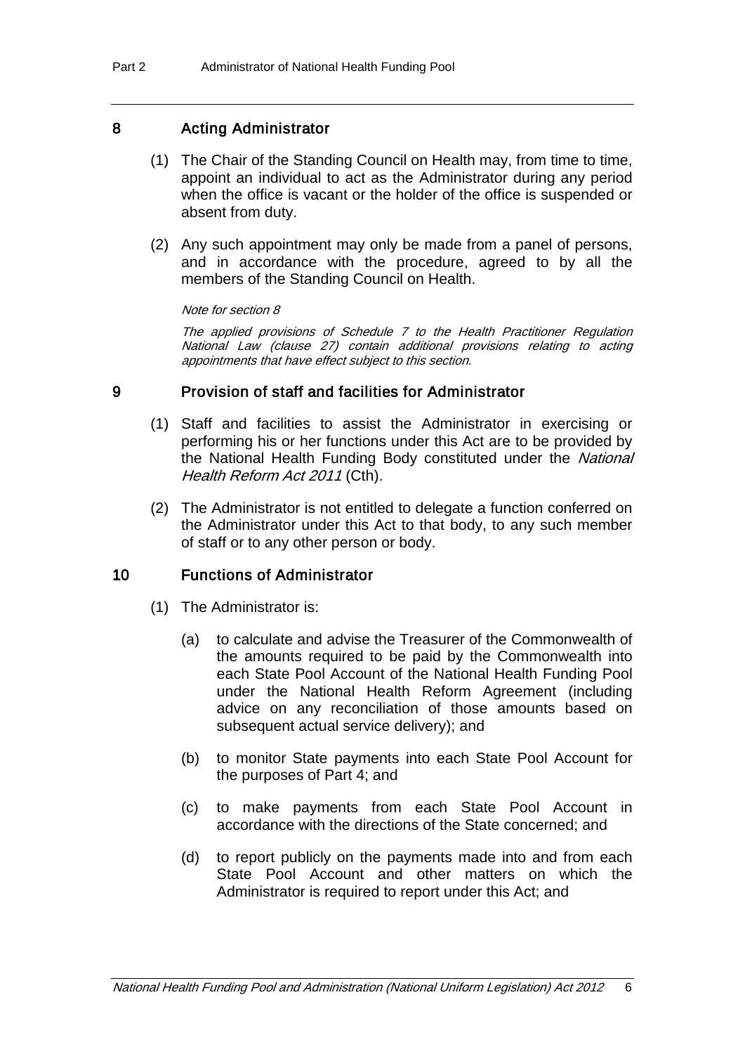## 8 Acting Administrator

(1) The Chair of the Standing Council on Health may, from time to time, appoint an individual to act as the Administrator during any period when the office is vacant or the holder of the office is suspended or absent from duty.

(2) Any such appointment may only be made from a panel of persons, and in accordance with the procedure, agreed to by all the members of the Standing Council on Health.

*Note for section 8*

*The applied provisions of Schedule 7 to the Health Practitioner Regulation National Law (clause 27) contain additional provisions relating to acting appointments that have effect subject to this section.*

## 9 Provision of staff and facilities for Administrator

(1) Staff and facilities to assist the Administrator in exercising or performing his or her functions under this Act are to be provided by the National Health Funding Body constituted under the *National Health Reform Act 2011* (Cth).

(2) The Administrator is not entitled to delegate a function conferred on the Administrator under this Act to that body, to any such member of staff or to any other person or body.

## 10 Functions of Administrator

(1) The Administrator is:

(a) to calculate and advise the Treasurer of the Commonwealth of the amounts required to be paid by the Commonwealth into each State Pool Account of the National Health Funding Pool under the National Health Reform Agreement (including advice on any reconciliation of those amounts based on subsequent actual service delivery); and

(b) to monitor State payments into each State Pool Account for the purposes of Part 4; and

(c) to make payments from each State Pool Account in accordance with the directions of the State concerned; and

(d) to report publicly on the payments made into and from each State Pool Account and other matters on which the Administrator is required to report under this Act; and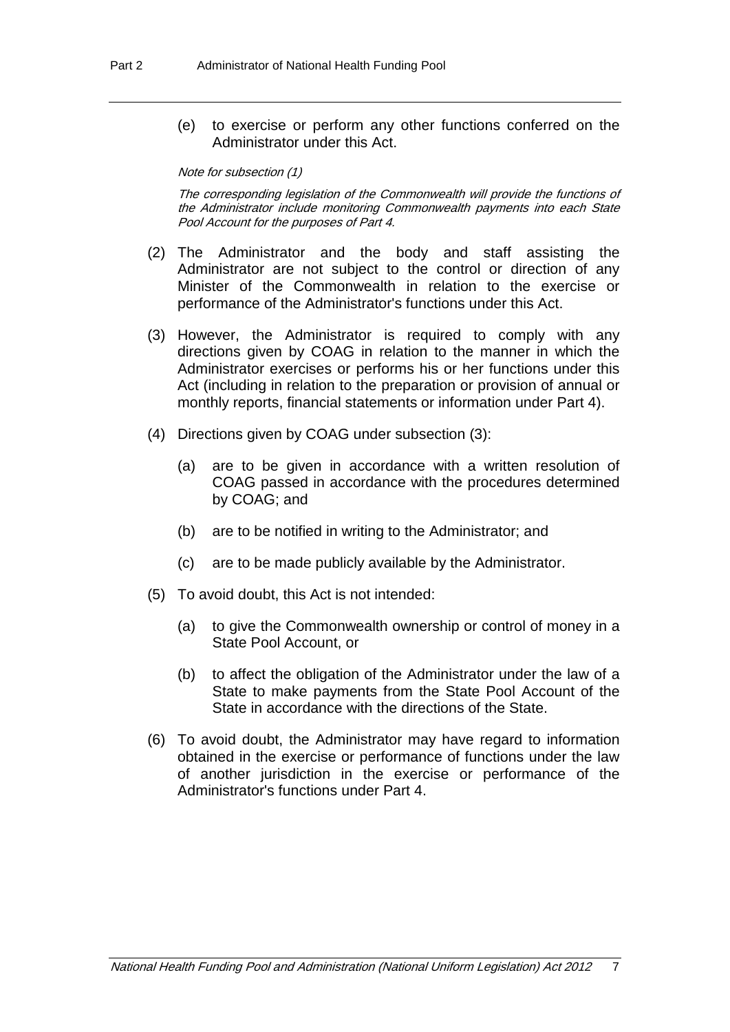(e) to exercise or perform any other functions conferred on the Administrator under this Act.

*Note for subsection (1)*

*The corresponding legislation of the Commonwealth will provide the functions of the Administrator include monitoring Commonwealth payments into each State Pool Account for the purposes of Part 4.*

(2) The Administrator and the body and staff assisting the Administrator are not subject to the control or direction of any Minister of the Commonwealth in relation to the exercise or performance of the Administrator's functions under this Act.

(3) However, the Administrator is required to comply with any directions given by COAG in relation to the manner in which the Administrator exercises or performs his or her functions under this Act (including in relation to the preparation or provision of annual or monthly reports, financial statements or information under Part 4).

(4) Directions given by COAG under subsection (3):

(a) are to be given in accordance with a written resolution of COAG passed in accordance with the procedures determined by COAG; and

(b) are to be notified in writing to the Administrator; and

(c) are to be made publicly available by the Administrator.

(5) To avoid doubt, this Act is not intended:

(a) to give the Commonwealth ownership or control of money in a State Pool Account, or

(b) to affect the obligation of the Administrator under the law of a State to make payments from the State Pool Account of the State in accordance with the directions of the State.

(6) To avoid doubt, the Administrator may have regard to information obtained in the exercise or performance of functions under the law of another jurisdiction in the exercise or performance of the Administrator's functions under Part 4.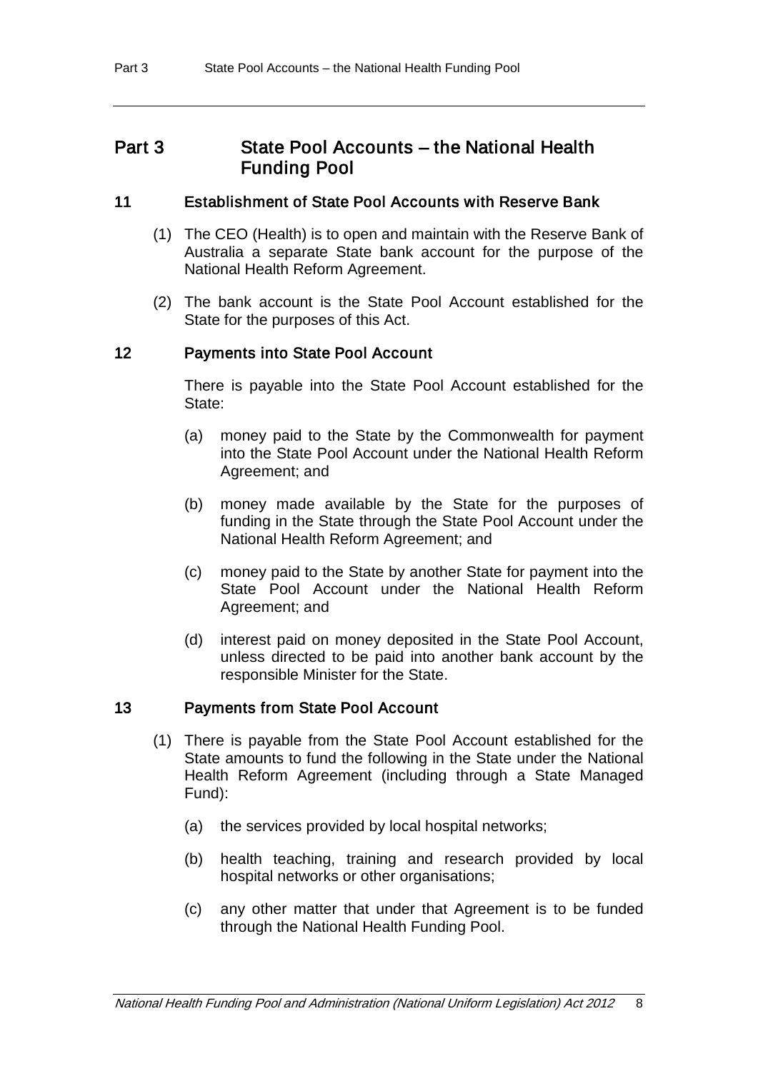# Part 3 State Pool Accounts – the National Health Funding Pool

## 11 Establishment of State Pool Accounts with Reserve Bank

(1) The CEO (Health) is to open and maintain with the Reserve Bank of Australia a separate State bank account for the purpose of the National Health Reform Agreement.

(2) The bank account is the State Pool Account established for the State for the purposes of this Act.

## 12 Payments into State Pool Account

There is payable into the State Pool Account established for the State:

(a) money paid to the State by the Commonwealth for payment into the State Pool Account under the National Health Reform Agreement; and

(b) money made available by the State for the purposes of funding in the State through the State Pool Account under the National Health Reform Agreement; and

(c) money paid to the State by another State for payment into the State Pool Account under the National Health Reform Agreement; and

(d) interest paid on money deposited in the State Pool Account, unless directed to be paid into another bank account by the responsible Minister for the State.

## 13 Payments from State Pool Account

(1) There is payable from the State Pool Account established for the State amounts to fund the following in the State under the National Health Reform Agreement (including through a State Managed Fund):

(a) the services provided by local hospital networks;

(b) health teaching, training and research provided by local hospital networks or other organisations;

(c) any other matter that under that Agreement is to be funded through the National Health Funding Pool.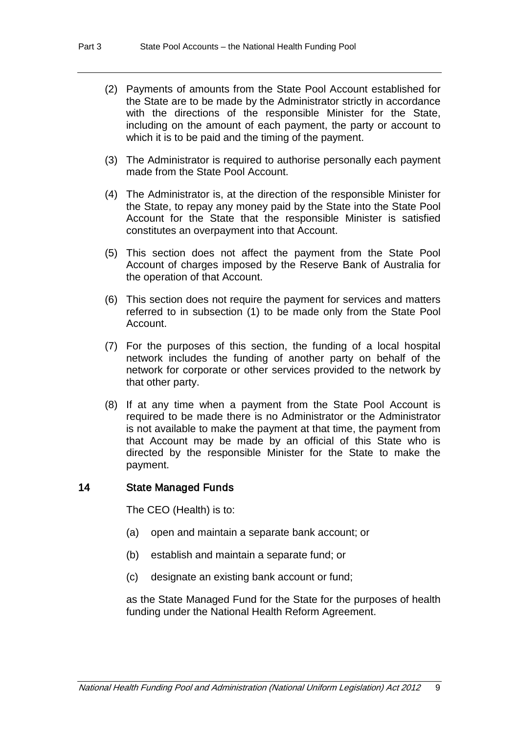(2) Payments of amounts from the State Pool Account established for the State are to be made by the Administrator strictly in accordance with the directions of the responsible Minister for the State, including on the amount of each payment, the party or account to which it is to be paid and the timing of the payment.

(3) The Administrator is required to authorise personally each payment made from the State Pool Account.

(4) The Administrator is, at the direction of the responsible Minister for the State, to repay any money paid by the State into the State Pool Account for the State that the responsible Minister is satisfied constitutes an overpayment into that Account.

(5) This section does not affect the payment from the State Pool Account of charges imposed by the Reserve Bank of Australia for the operation of that Account.

(6) This section does not require the payment for services and matters referred to in subsection (1) to be made only from the State Pool Account.

(7) For the purposes of this section, the funding of a local hospital network includes the funding of another party on behalf of the network for corporate or other services provided to the network by that other party.

(8) If at any time when a payment from the State Pool Account is required to be made there is no Administrator or the Administrator is not available to make the payment at that time, the payment from that Account may be made by an official of this State who is directed by the responsible Minister for the State to make the payment.

### 14 State Managed Funds

The CEO (Health) is to:

(a) open and maintain a separate bank account; or

(b) establish and maintain a separate fund; or

(c) designate an existing bank account or fund;

as the State Managed Fund for the State for the purposes of health funding under the National Health Reform Agreement.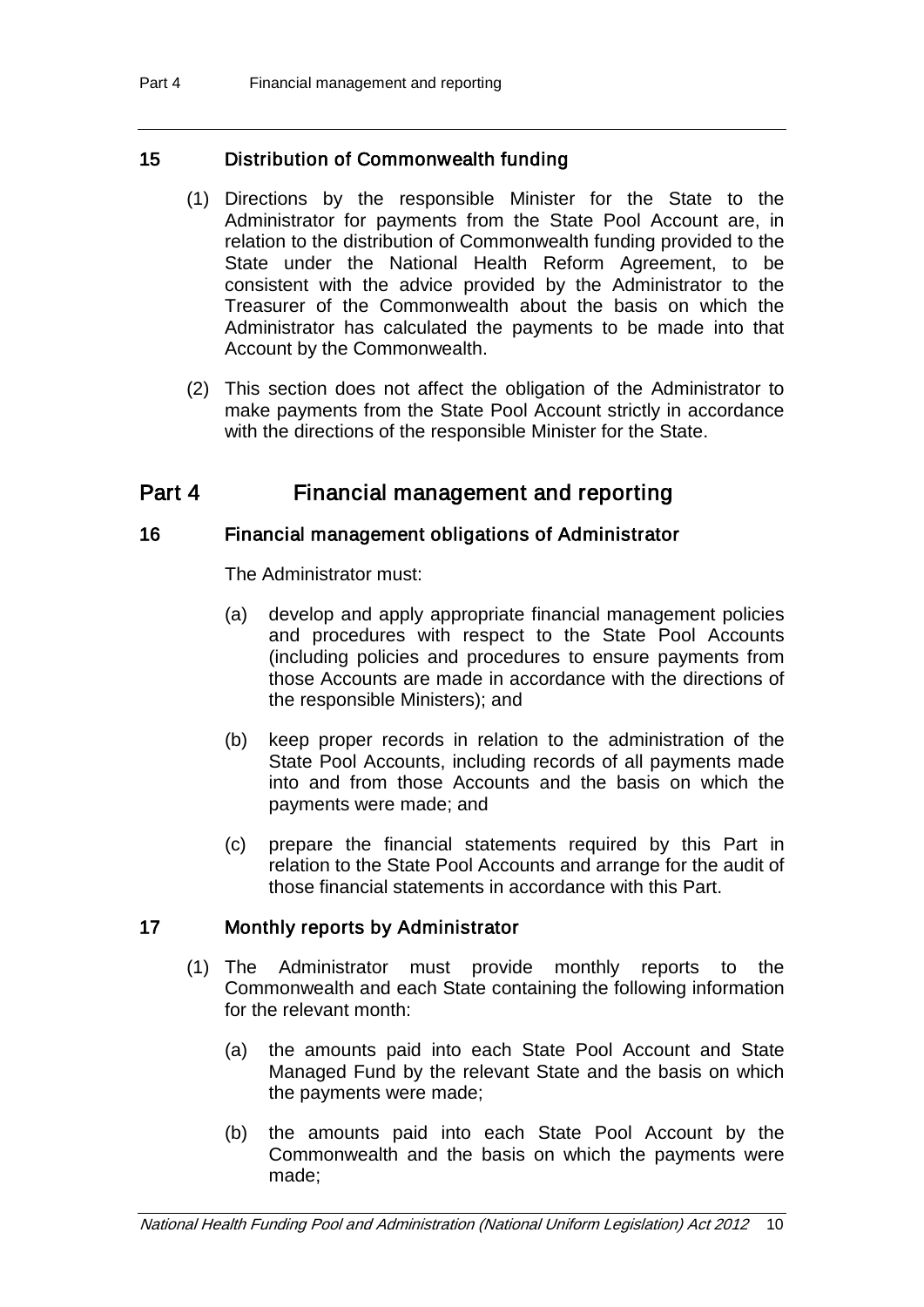### 15 Distribution of Commonwealth funding

(1) Directions by the responsible Minister for the State to the Administrator for payments from the State Pool Account are, in relation to the distribution of Commonwealth funding provided to the State under the National Health Reform Agreement, to be consistent with the advice provided by the Administrator to the Treasurer of the Commonwealth about the basis on which the Administrator has calculated the payments to be made into that Account by the Commonwealth.

(2) This section does not affect the obligation of the Administrator to make payments from the State Pool Account strictly in accordance with the directions of the responsible Minister for the State.

## Part 4 Financial management and reporting

### 16 Financial management obligations of Administrator

The Administrator must:

(a) develop and apply appropriate financial management policies and procedures with respect to the State Pool Accounts (including policies and procedures to ensure payments from those Accounts are made in accordance with the directions of the responsible Ministers); and

(b) keep proper records in relation to the administration of the State Pool Accounts, including records of all payments made into and from those Accounts and the basis on which the payments were made; and

(c) prepare the financial statements required by this Part in relation to the State Pool Accounts and arrange for the audit of those financial statements in accordance with this Part.

### 17 Monthly reports by Administrator

(1) The Administrator must provide monthly reports to the Commonwealth and each State containing the following information for the relevant month:

(a) the amounts paid into each State Pool Account and State Managed Fund by the relevant State and the basis on which the payments were made;

(b) the amounts paid into each State Pool Account by the Commonwealth and the basis on which the payments were made;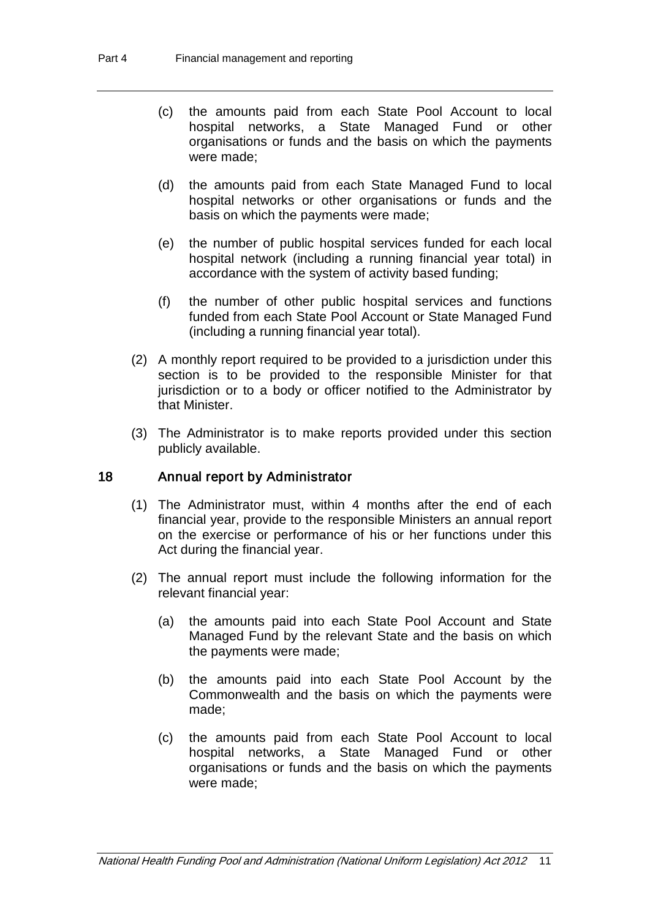(c) the amounts paid from each State Pool Account to local hospital networks, a State Managed Fund or other organisations or funds and the basis on which the payments were made;

(d) the amounts paid from each State Managed Fund to local hospital networks or other organisations or funds and the basis on which the payments were made;

(e) the number of public hospital services funded for each local hospital network (including a running financial year total) in accordance with the system of activity based funding;

(f) the number of other public hospital services and functions funded from each State Pool Account or State Managed Fund (including a running financial year total).

(2) A monthly report required to be provided to a jurisdiction under this section is to be provided to the responsible Minister for that jurisdiction or to a body or officer notified to the Administrator by that Minister.

(3) The Administrator is to make reports provided under this section publicly available.

### 18 Annual report by Administrator

(1) The Administrator must, within 4 months after the end of each financial year, provide to the responsible Ministers an annual report on the exercise or performance of his or her functions under this Act during the financial year.

(2) The annual report must include the following information for the relevant financial year:

(a) the amounts paid into each State Pool Account and State Managed Fund by the relevant State and the basis on which the payments were made;

(b) the amounts paid into each State Pool Account by the Commonwealth and the basis on which the payments were made;

(c) the amounts paid from each State Pool Account to local hospital networks, a State Managed Fund or other organisations or funds and the basis on which the payments were made;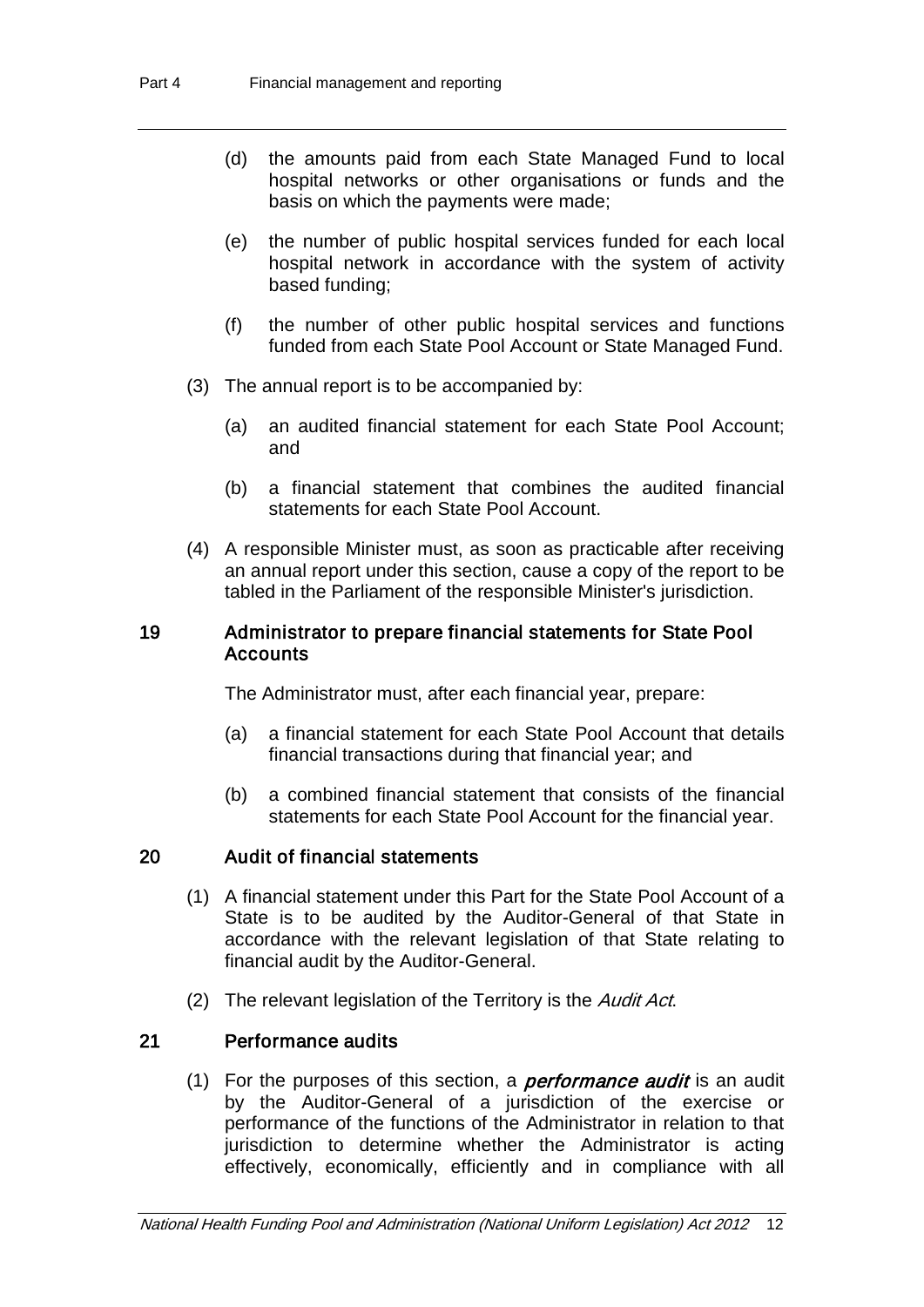(d) the amounts paid from each State Managed Fund to local hospital networks or other organisations or funds and the basis on which the payments were made;

(e) the number of public hospital services funded for each local hospital network in accordance with the system of activity based funding;

(f) the number of other public hospital services and functions funded from each State Pool Account or State Managed Fund.

(3) The annual report is to be accompanied by:

(a) an audited financial statement for each State Pool Account; and

(b) a financial statement that combines the audited financial statements for each State Pool Account.

(4) A responsible Minister must, as soon as practicable after receiving an annual report under this section, cause a copy of the report to be tabled in the Parliament of the responsible Minister's jurisdiction.

### 19 Administrator to prepare financial statements for State Pool Accounts

The Administrator must, after each financial year, prepare:

(a) a financial statement for each State Pool Account that details financial transactions during that financial year; and

(b) a combined financial statement that consists of the financial statements for each State Pool Account for the financial year.

### 20 Audit of financial statements

(1) A financial statement under this Part for the State Pool Account of a State is to be audited by the Auditor-General of that State in accordance with the relevant legislation of that State relating to financial audit by the Auditor-General.

(2) The relevant legislation of the Territory is the *Audit Act*.

### 21 Performance audits

(1) For the purposes of this section, a ***performance audit*** is an audit by the Auditor-General of a jurisdiction of the exercise or performance of the functions of the Administrator in relation to that jurisdiction to determine whether the Administrator is acting effectively, economically, efficiently and in compliance with all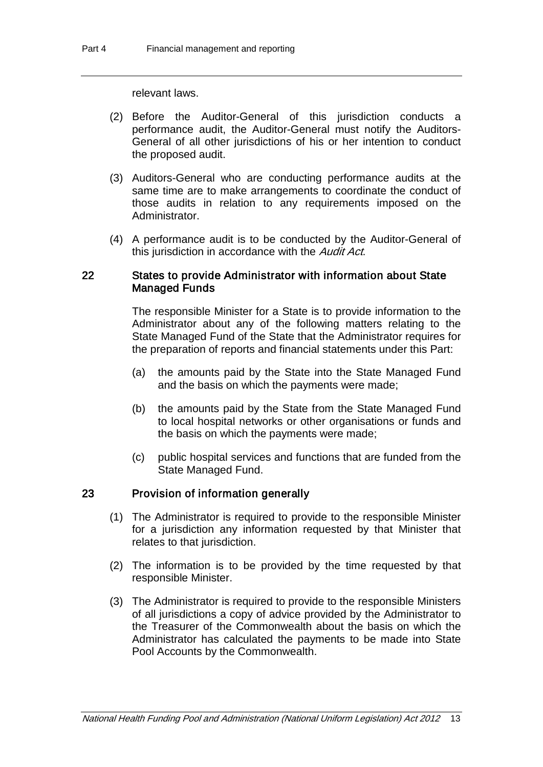relevant laws.

(2) Before the Auditor-General of this jurisdiction conducts a performance audit, the Auditor-General must notify the Auditors-General of all other jurisdictions of his or her intention to conduct the proposed audit.

(3) Auditors-General who are conducting performance audits at the same time are to make arrangements to coordinate the conduct of those audits in relation to any requirements imposed on the Administrator.

(4) A performance audit is to be conducted by the Auditor-General of this jurisdiction in accordance with the *Audit Act*.

### 22 States to provide Administrator with information about State Managed Funds

The responsible Minister for a State is to provide information to the Administrator about any of the following matters relating to the State Managed Fund of the State that the Administrator requires for the preparation of reports and financial statements under this Part:

(a) the amounts paid by the State into the State Managed Fund and the basis on which the payments were made;

(b) the amounts paid by the State from the State Managed Fund to local hospital networks or other organisations or funds and the basis on which the payments were made;

(c) public hospital services and functions that are funded from the State Managed Fund.

### 23 Provision of information generally

(1) The Administrator is required to provide to the responsible Minister for a jurisdiction any information requested by that Minister that relates to that jurisdiction.

(2) The information is to be provided by the time requested by that responsible Minister.

(3) The Administrator is required to provide to the responsible Ministers of all jurisdictions a copy of advice provided by the Administrator to the Treasurer of the Commonwealth about the basis on which the Administrator has calculated the payments to be made into State Pool Accounts by the Commonwealth.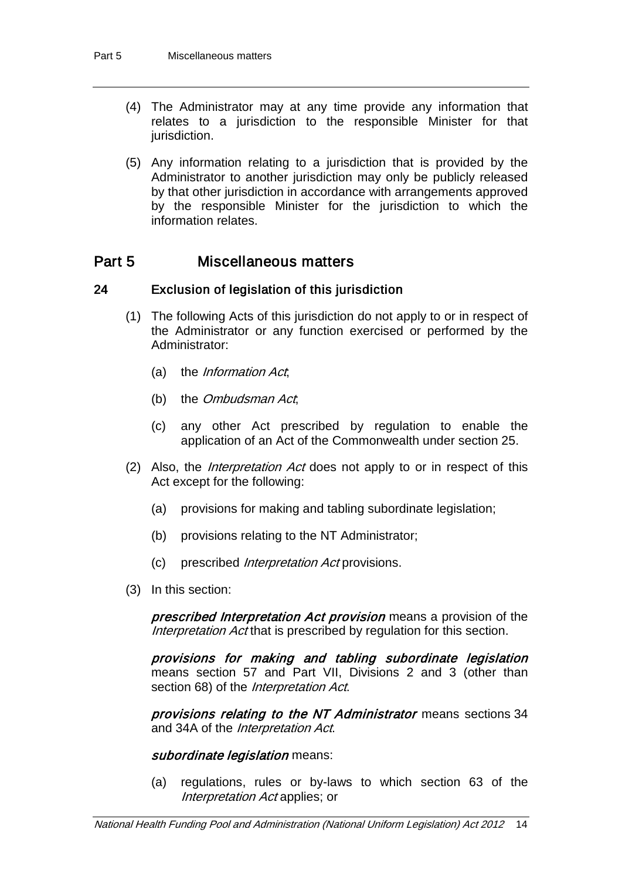(4) The Administrator may at any time provide any information that relates to a jurisdiction to the responsible Minister for that jurisdiction.

(5) Any information relating to a jurisdiction that is provided by the Administrator to another jurisdiction may only be publicly released by that other jurisdiction in accordance with arrangements approved by the responsible Minister for the jurisdiction to which the information relates.

## Part 5 Miscellaneous matters

### 24 Exclusion of legislation of this jurisdiction

(1) The following Acts of this jurisdiction do not apply to or in respect of the Administrator or any function exercised or performed by the Administrator:

(a) the *Information Act*;

(b) the *Ombudsman Act*;

(c) any other Act prescribed by regulation to enable the application of an Act of the Commonwealth under section 25.

(2) Also, the *Interpretation Act* does not apply to or in respect of this Act except for the following:

(a) provisions for making and tabling subordinate legislation;

(b) provisions relating to the NT Administrator;

(c) prescribed *Interpretation Act* provisions.

(3) In this section:

***prescribed Interpretation Act provision*** means a provision of the *Interpretation Act* that is prescribed by regulation for this section.

***provisions for making and tabling subordinate legislation*** means section 57 and Part VII, Divisions 2 and 3 (other than section 68) of the *Interpretation Act*.

***provisions relating to the NT Administrator*** means sections 34 and 34A of the *Interpretation Act*.

***subordinate legislation*** means:

(a) regulations, rules or by-laws to which section 63 of the *Interpretation Act* applies; or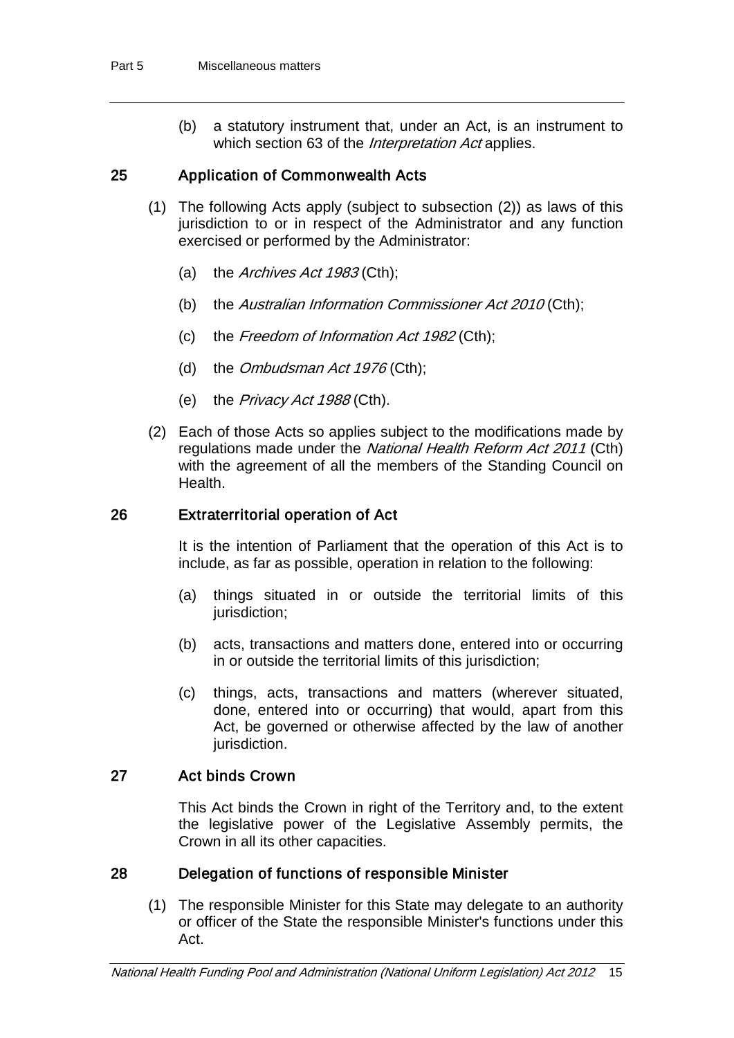(b) a statutory instrument that, under an Act, is an instrument to which section 63 of the *Interpretation Act* applies.

### 25 Application of Commonwealth Acts

(1) The following Acts apply (subject to subsection (2)) as laws of this jurisdiction to or in respect of the Administrator and any function exercised or performed by the Administrator:

(a) the *Archives Act 1983* (Cth);

(b) the *Australian Information Commissioner Act 2010* (Cth);

(c) the *Freedom of Information Act 1982* (Cth);

(d) the *Ombudsman Act 1976* (Cth);

(e) the *Privacy Act 1988* (Cth).

(2) Each of those Acts so applies subject to the modifications made by regulations made under the *National Health Reform Act 2011* (Cth) with the agreement of all the members of the Standing Council on Health.

### 26 Extraterritorial operation of Act

It is the intention of Parliament that the operation of this Act is to include, as far as possible, operation in relation to the following:

(a) things situated in or outside the territorial limits of this jurisdiction;

(b) acts, transactions and matters done, entered into or occurring in or outside the territorial limits of this jurisdiction;

(c) things, acts, transactions and matters (wherever situated, done, entered into or occurring) that would, apart from this Act, be governed or otherwise affected by the law of another jurisdiction.

### 27 Act binds Crown

This Act binds the Crown in right of the Territory and, to the extent the legislative power of the Legislative Assembly permits, the Crown in all its other capacities.

### 28 Delegation of functions of responsible Minister

(1) The responsible Minister for this State may delegate to an authority or officer of the State the responsible Minister's functions under this Act.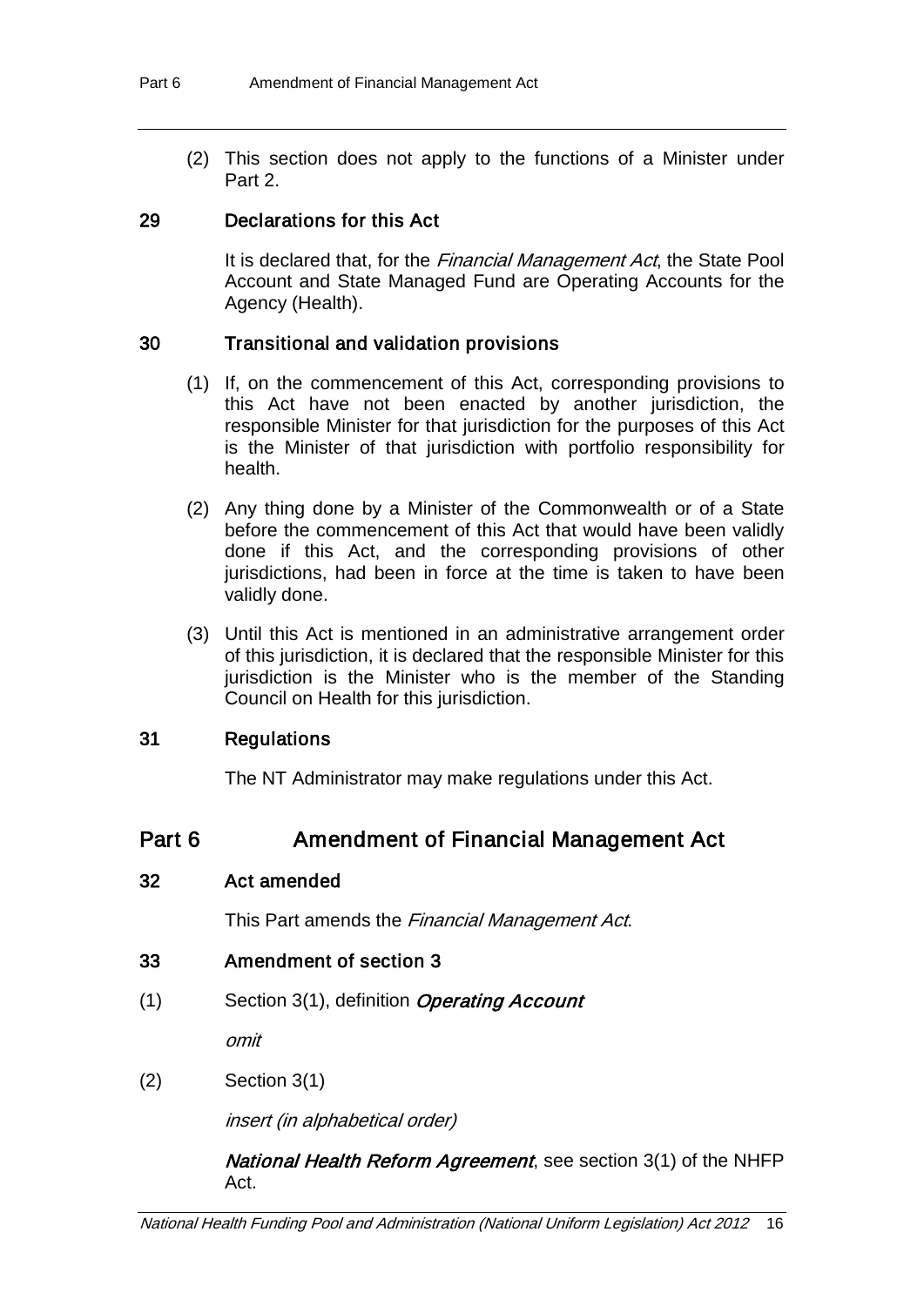(2) This section does not apply to the functions of a Minister under Part 2.

### 29 Declarations for this Act

It is declared that, for the *Financial Management Act*, the State Pool Account and State Managed Fund are Operating Accounts for the Agency (Health).

### 30 Transitional and validation provisions

(1) If, on the commencement of this Act, corresponding provisions to this Act have not been enacted by another jurisdiction, the responsible Minister for that jurisdiction for the purposes of this Act is the Minister of that jurisdiction with portfolio responsibility for health.

(2) Any thing done by a Minister of the Commonwealth or of a State before the commencement of this Act that would have been validly done if this Act, and the corresponding provisions of other jurisdictions, had been in force at the time is taken to have been validly done.

(3) Until this Act is mentioned in an administrative arrangement order of this jurisdiction, it is declared that the responsible Minister for this jurisdiction is the Minister who is the member of the Standing Council on Health for this jurisdiction.

### 31 Regulations

The NT Administrator may make regulations under this Act.

## Part 6 Amendment of Financial Management Act

### 32 Act amended

This Part amends the *Financial Management Act*.

### 33 Amendment of section 3

(1) Section 3(1), definition ***Operating Account***

*omit*

(2) Section 3(1)

*insert (in alphabetical order)*

***National Health Reform Agreement***, see section 3(1) of the NHFP Act.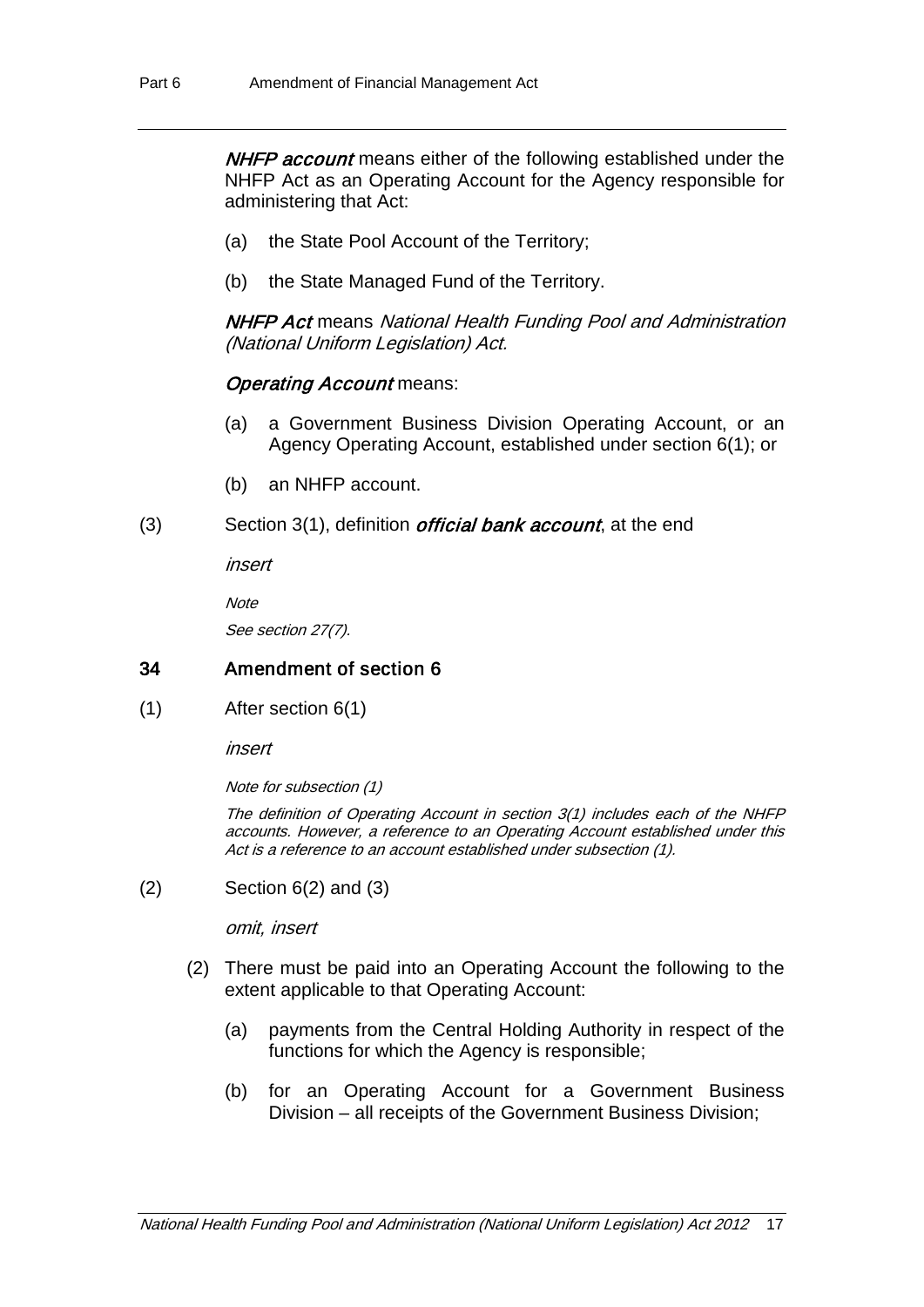***NHFP account*** means either of the following established under the NHFP Act as an Operating Account for the Agency responsible for administering that Act:

(a) the State Pool Account of the Territory;

(b) the State Managed Fund of the Territory.

***NHFP Act*** means *National Health Funding Pool and Administration (National Uniform Legislation) Act*.

***Operating Account*** means:

(a) a Government Business Division Operating Account, or an Agency Operating Account, established under section 6(1); or

(b) an NHFP account.

(3) Section 3(1), definition ***official bank account***, at the end

*insert*

*Note*

*See section 27(7).*

### 34 Amendment of section 6

(1) After section 6(1)

*insert*

*Note for subsection (1)*

*The definition of Operating Account in section 3(1) includes each of the NHFP accounts. However, a reference to an Operating Account established under this Act is a reference to an account established under subsection (1).*

(2) Section 6(2) and (3)

*omit, insert*

(2) There must be paid into an Operating Account the following to the extent applicable to that Operating Account:

(a) payments from the Central Holding Authority in respect of the functions for which the Agency is responsible;

(b) for an Operating Account for a Government Business Division – all receipts of the Government Business Division;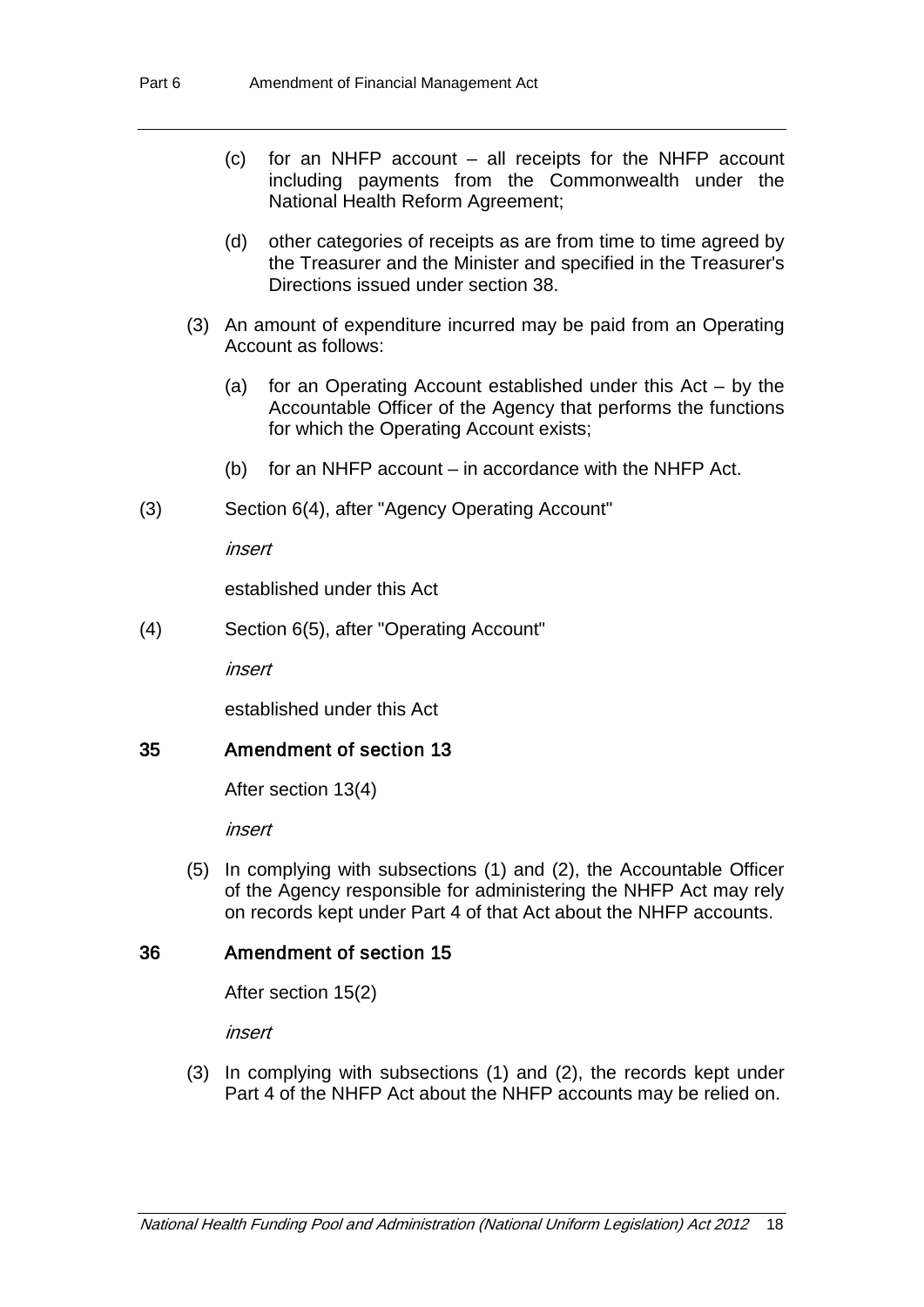(c) for an NHFP account – all receipts for the NHFP account including payments from the Commonwealth under the National Health Reform Agreement;

(d) other categories of receipts as are from time to time agreed by the Treasurer and the Minister and specified in the Treasurer's Directions issued under section 38.

(3) An amount of expenditure incurred may be paid from an Operating Account as follows:

(a) for an Operating Account established under this Act – by the Accountable Officer of the Agency that performs the functions for which the Operating Account exists;

(b) for an NHFP account – in accordance with the NHFP Act.

(3) Section 6(4), after "Agency Operating Account"

*insert*

established under this Act

(4) Section 6(5), after "Operating Account"

*insert*

established under this Act

### 35 Amendment of section 13

After section 13(4)

*insert*

(5) In complying with subsections (1) and (2), the Accountable Officer of the Agency responsible for administering the NHFP Act may rely on records kept under Part 4 of that Act about the NHFP accounts.

### 36 Amendment of section 15

After section 15(2)

*insert*

(3) In complying with subsections (1) and (2), the records kept under Part 4 of the NHFP Act about the NHFP accounts may be relied on.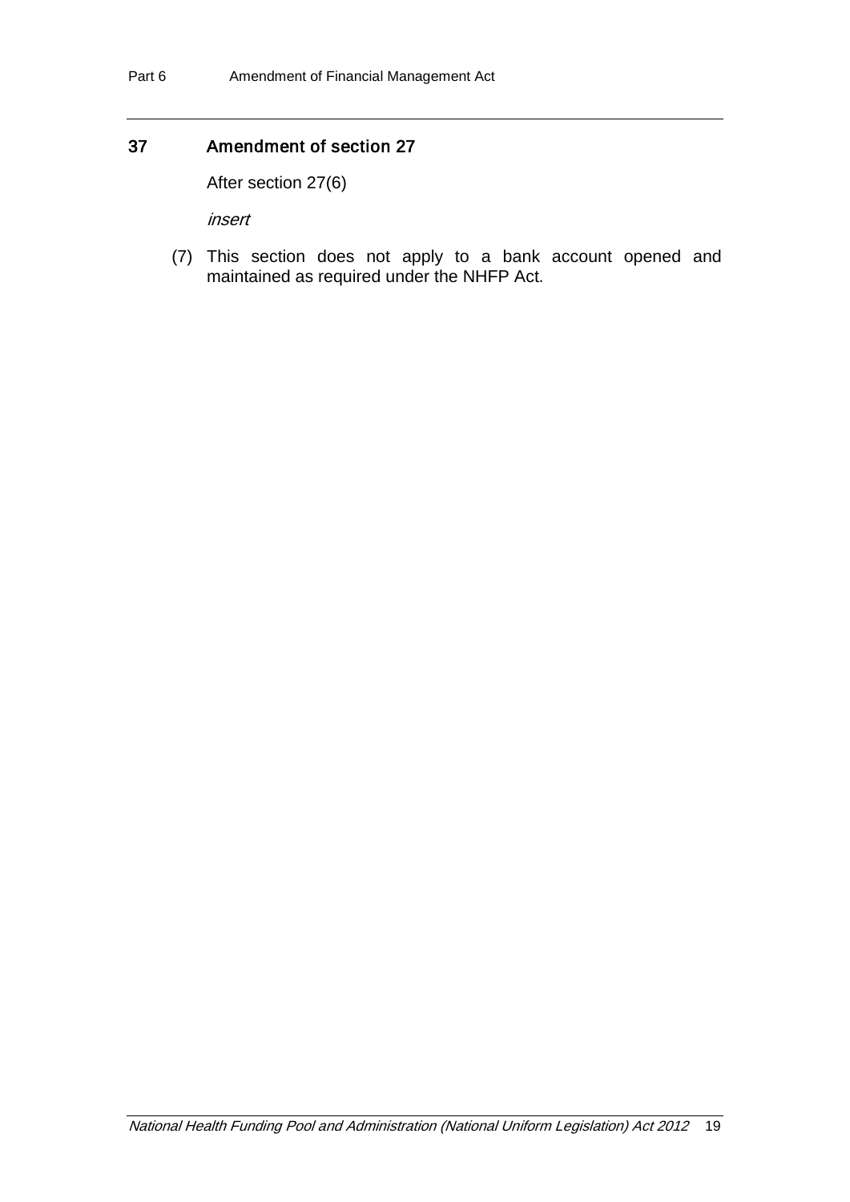## 37 Amendment of section 27

After section 27(6)

*insert*

(7) This section does not apply to a bank account opened and maintained as required under the NHFP Act.